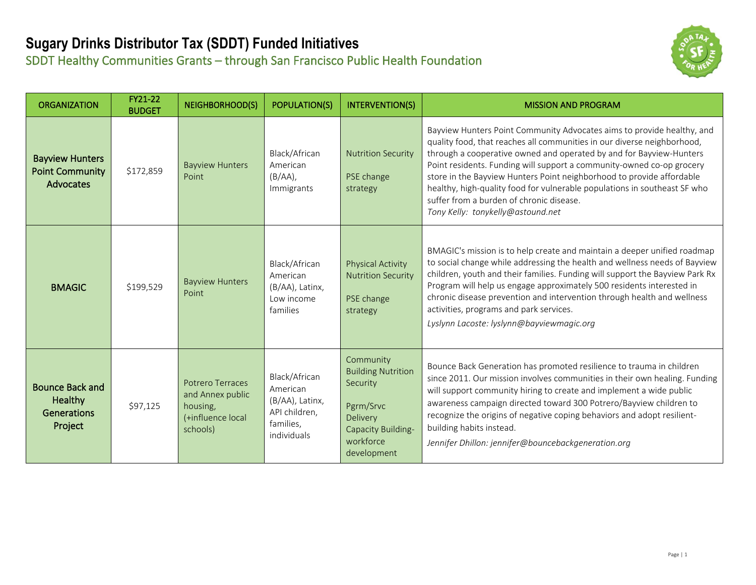# Sugary Drinks Distributor Tax (SDDT) Funded Initiatives

## SDDT Healthy Communities Grants – through San Francisco Public Health Foundation

| ORGANIZATION | FY21-22 BUDGET | NEIGHBORHOOD(S) | POPULATION(S) | INTERVENTION(S) | MISSION AND PROGRAM |
|---|---|---|---|---|---|
| **Bayview Hunters Point Community Advocates** | $172,859 | Bayview Hunters Point | Black/African American (B/AA), Immigrants | Nutrition Security<br><br>PSE change strategy | Bayview Hunters Point Community Advocates aims to provide healthy, and quality food, that reaches all communities in our diverse neighborhood, through a cooperative owned and operated by and for Bayview-Hunters Point residents. Funding will support a community-owned co-op grocery store in the Bayview Hunters Point neighborhood to provide affordable healthy, high-quality food for vulnerable populations in southeast SF who suffer from a burden of chronic disease.<br>*Tony Kelly: tonykelly@astound.net* |
| **BMAGIC** | $199,529 | Bayview Hunters Point | Black/African American (B/AA), Latinx, Low income families | Physical Activity<br>Nutrition Security<br><br>PSE change strategy | BMAGIC's mission is to help create and maintain a deeper unified roadmap to social change while addressing the health and wellness needs of Bayview children, youth and their families. Funding will support the Bayview Park Rx Program will help us engage approximately 500 residents interested in chronic disease prevention and intervention through health and wellness activities, programs and park services.<br>*Lyslynn Lacoste: lyslynn@bayviewmagic.org* |
| **Bounce Back and Healthy Generations Project** | $97,125 | Potrero Terraces and Annex public housing, (+influence local schools) | Black/African American (B/AA), Latinx, API children, families, individuals | Community Building Nutrition Security<br><br>Pgrm/Srvc Delivery<br>Capacity Building-workforce development | Bounce Back Generation has promoted resilience to trauma in children since 2011. Our mission involves communities in their own healing. Funding will support community hiring to create and implement a wide public awareness campaign directed toward 300 Potrero/Bayview children to recognize the origins of negative coping behaviors and adopt resilient-building habits instead.<br>*Jennifer Dhillon: jennifer@bouncebackgeneration.org* |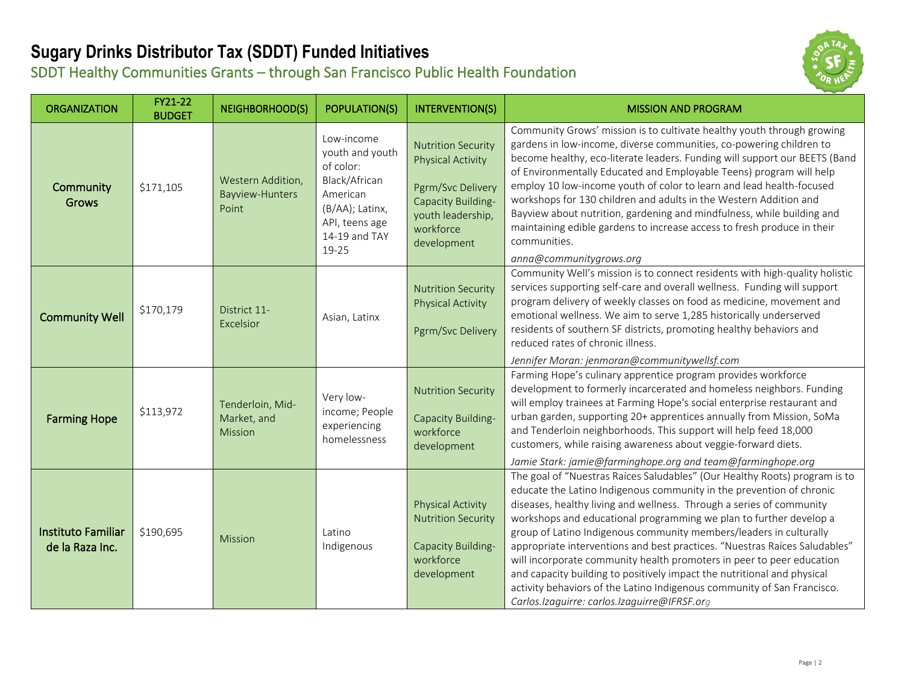# Sugary Drinks Distributor Tax (SDDT) Funded Initiatives

## SDDT Healthy Communities Grants – through San Francisco Public Health Foundation

| ORGANIZATION | FY21-22 BUDGET | NEIGHBORHOOD(S) | POPULATION(S) | INTERVENTION(S) | MISSION AND PROGRAM |
|---|---|---|---|---|---|
| **Community Grows** | $171,105 | Western Addition, Bayview-Hunters Point | Low-income youth and youth of color: Black/African American (B/AA); Latinx, API, teens age 14-19 and TAY 19-25 | Nutrition Security<br>Physical Activity<br><br>Pgrm/Svc Delivery<br>Capacity Building- youth leadership, workforce development | Community Grows' mission is to cultivate healthy youth through growing gardens in low-income, diverse communities, co-powering children to become healthy, eco-literate leaders. Funding will support our BEETS (Band of Environmentally Educated and Employable Teens) program will help employ 10 low-income youth of color to learn and lead health-focused workshops for 130 children and adults in the Western Addition and Bayview about nutrition, gardening and mindfulness, while building and maintaining edible gardens to increase access to fresh produce in their communities.<br>*anna@communitygrows.org* |
| **Community Well** | $170,179 | District 11- Excelsior | Asian, Latinx | Nutrition Security<br>Physical Activity<br><br>Pgrm/Svc Delivery | Community Well's mission is to connect residents with high-quality holistic services supporting self-care and overall wellness. Funding will support program delivery of weekly classes on food as medicine, movement and emotional wellness. We aim to serve 1,285 historically underserved residents of southern SF districts, promoting healthy behaviors and reduced rates of chronic illness.<br>*Jennifer Moran: jenmoran@communitywellsf.com* |
| **Farming Hope** | $113,972 | Tenderloin, Mid-Market, and Mission | Very low-income; People experiencing homelessness | Nutrition Security<br><br>Capacity Building- workforce development | Farming Hope's culinary apprentice program provides workforce development to formerly incarcerated and homeless neighbors. Funding will employ trainees at Farming Hope's social enterprise restaurant and urban garden, supporting 20+ apprentices annually from Mission, SoMa and Tenderloin neighborhoods. This support will help feed 18,000 customers, while raising awareness about veggie-forward diets.<br>*Jamie Stark: jamie@farminghope.org and team@farminghope.org* |
| **Instituto Familiar de la Raza Inc.** | $190,695 | Mission | Latino Indigenous | Physical Activity<br>Nutrition Security<br><br>Capacity Building- workforce development | The goal of "Nuestras Raíces Saludables" (Our Healthy Roots) program is to educate the Latino Indigenous community in the prevention of chronic diseases, healthy living and wellness. Through a series of community workshops and educational programming we plan to further develop a group of Latino Indigenous community members/leaders in culturally appropriate interventions and best practices. "Nuestras Raíces Saludables" will incorporate community health promoters in peer to peer education and capacity building to positively impact the nutritional and physical activity behaviors of the Latino Indigenous community of San Francisco.<br>*Carlos.Izaguirre: carlos.Izaguirre@IFRSF.org* |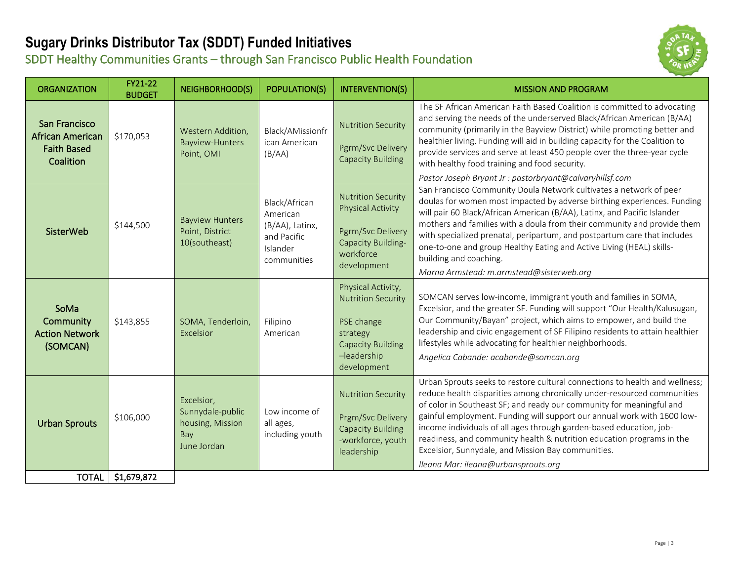# Sugary Drinks Distributor Tax (SDDT) Funded Initiatives

## SDDT Healthy Communities Grants – through San Francisco Public Health Foundation

| ORGANIZATION | FY21-22 BUDGET | NEIGHBORHOOD(S) | POPULATION(S) | INTERVENTION(S) | MISSION AND PROGRAM |
|---|---|---|---|---|---|
| **San Francisco African American Faith Based Coalition** | $170,053 | Western Addition, Bayview-Hunters Point, OMI | Black/AMissionfrican American (B/AA) | Nutrition Security<br><br>Pgrm/Svc Delivery<br>Capacity Building | The SF African American Faith Based Coalition is committed to advocating and serving the needs of the underserved Black/African American (B/AA) community (primarily in the Bayview District) while promoting better and healthier living. Funding will aid in building capacity for the Coalition to provide services and serve at least 450 people over the three-year cycle with healthy food training and food security.<br>*Pastor Joseph Bryant Jr : pastorbryant@calvaryhillsf.com* |
| **SisterWeb** | $144,500 | Bayview Hunters Point, District 10(southeast) | Black/African American (B/AA), Latinx, and Pacific Islander communities | Nutrition Security<br>Physical Activity<br><br>Pgrm/Svc Delivery<br>Capacity Building-workforce development | San Francisco Community Doula Network cultivates a network of peer doulas for women most impacted by adverse birthing experiences. Funding will pair 60 Black/African American (B/AA), Latinx, and Pacific Islander mothers and families with a doula from their community and provide them with specialized prenatal, peripartum, and postpartum care that includes one-to-one and group Healthy Eating and Active Living (HEAL) skills-building and coaching.<br>*Marna Armstead: m.armstead@sisterweb.org* |
| **SoMa Community Action Network (SOMCAN)** | $143,855 | SOMA, Tenderloin, Excelsior | Filipino American | Physical Activity, Nutrition Security<br><br>PSE change strategy<br>Capacity Building –leadership development | SOMCAN serves low-income, immigrant youth and families in SOMA, Excelsior, and the greater SF. Funding will support "Our Health/Kalusugan, Our Community/Bayan" project, which aims to empower, and build the leadership and civic engagement of SF Filipino residents to attain healthier lifestyles while advocating for healthier neighborhoods.<br>*Angelica Cabande: acabande@somcan.org* |
| **Urban Sprouts** | $106,000 | Excelsior, Sunnydale-public housing, Mission Bay<br>June Jordan | Low income of all ages, including youth | Nutrition Security<br><br>Prgm/Svc Delivery<br>Capacity Building -workforce, youth leadership | Urban Sprouts seeks to restore cultural connections to health and wellness; reduce health disparities among chronically under-resourced communities of color in Southeast SF; and ready our community for meaningful and gainful employment. Funding will support our annual work with 1600 low-income individuals of all ages through garden-based education, job-readiness, and community health & nutrition education programs in the Excelsior, Sunnydale, and Mission Bay communities.<br>*Ileana Mar: ileana@urbansprouts.org* |
| TOTAL | $1,679,872 | | | | |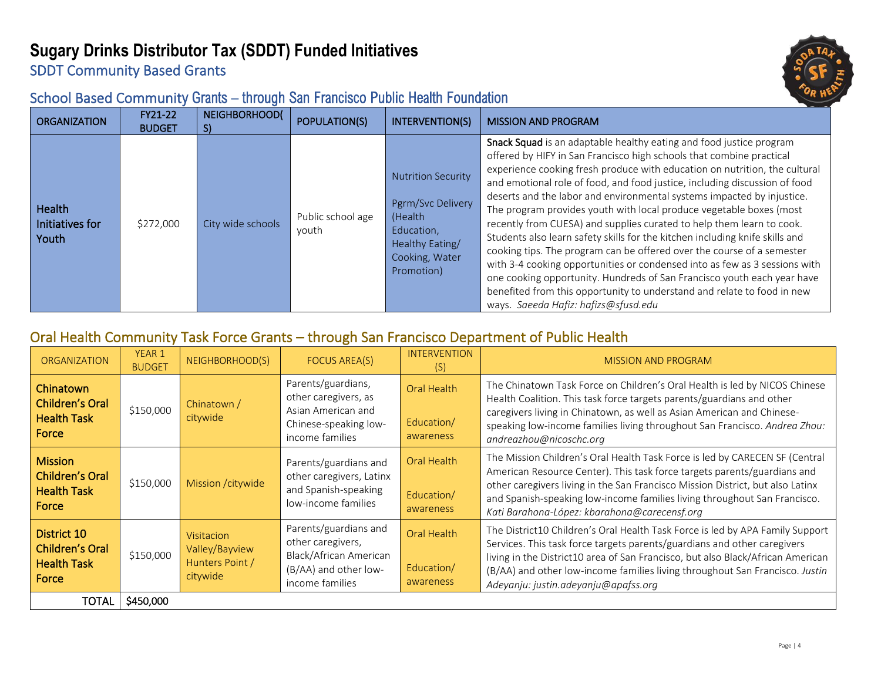# Sugary Drinks Distributor Tax (SDDT) Funded Initiatives

## SDDT Community Based Grants

### School Based Community Grants – through San Francisco Public Health Foundation

| ORGANIZATION | FY21-22 BUDGET | NEIGHBORHOOD(S) | POPULATION(S) | INTERVENTION(S) | MISSION AND PROGRAM |
|---|---|---|---|---|---|
| Health Initiatives for Youth | $272,000 | City wide schools | Public school age youth | Nutrition Security<br><br>Pgrm/Svc Delivery (Health Education, Healthy Eating/ Cooking, Water Promotion) | **Snack Squad** is an adaptable healthy eating and food justice program offered by HIFY in San Francisco high schools that combine practical experience cooking fresh produce with education on nutrition, the cultural and emotional role of food, and food justice, including discussion of food deserts and the labor and environmental systems impacted by injustice. The program provides youth with local produce vegetable boxes (most recently from CUESA) and supplies curated to help them learn to cook. Students also learn safety skills for the kitchen including knife skills and cooking tips. The program can be offered over the course of a semester with 3-4 cooking opportunities or condensed into as few as 3 sessions with one cooking opportunity. Hundreds of San Francisco youth each year have benefited from this opportunity to understand and relate to food in new ways. *Saeeda Hafiz: hafizs@sfusd.edu* |

### Oral Health Community Task Force Grants – through San Francisco Department of Public Health

| ORGANIZATION | YEAR 1 BUDGET | NEIGHBORHOOD(S) | FOCUS AREA(S) | INTERVENTION (S) | MISSION AND PROGRAM |
|---|---|---|---|---|---|
| **Chinatown Children's Oral Health Task Force** | $150,000 | Chinatown / citywide | Parents/guardians, other caregivers, as Asian American and Chinese-speaking low-income families | Oral Health<br><br>Education/ awareness | The Chinatown Task Force on Children's Oral Health is led by NICOS Chinese Health Coalition. This task force targets parents/guardians and other caregivers living in Chinatown, as well as Asian American and Chinese-speaking low-income families living throughout San Francisco. *Andrea Zhou: andreazhou@nicoschc.org* |
| **Mission Children's Oral Health Task Force** | $150,000 | Mission /citywide | Parents/guardians and other caregivers, Latinx and Spanish-speaking low-income families | Oral Health<br><br>Education/ awareness | The Mission Children's Oral Health Task Force is led by CARECEN SF (Central American Resource Center). This task force targets parents/guardians and other caregivers living in the San Francisco Mission District, but also Latinx and Spanish-speaking low-income families living throughout San Francisco. *Kati Barahona-López: kbarahona@carecensf.org* |
| **District 10 Children's Oral Health Task Force** | $150,000 | Visitacion Valley/Bayview Hunters Point / citywide | Parents/guardians and other caregivers, Black/African American (B/AA) and other low-income families | Oral Health<br><br>Education/ awareness | The District10 Children's Oral Health Task Force is led by APA Family Support Services. This task force targets parents/guardians and other caregivers living in the District10 area of San Francisco, but also Black/African American (B/AA) and other low-income families living throughout San Francisco. *Justin Adeyanju: justin.adeyanju@apafss.org* |
| TOTAL | $450,000 | | | | |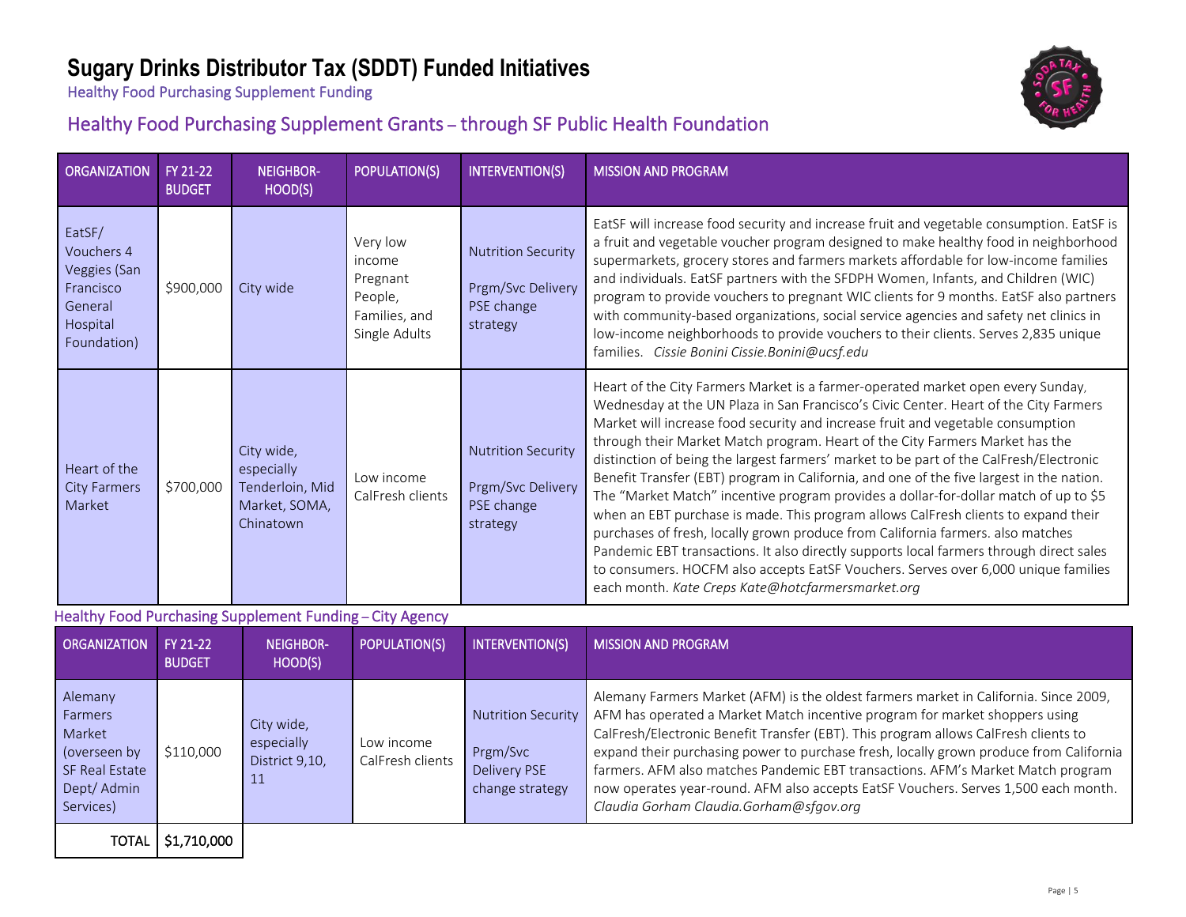# Sugary Drinks Distributor Tax (SDDT) Funded Initiatives

Healthy Food Purchasing Supplement Funding

## Healthy Food Purchasing Supplement Grants – through SF Public Health Foundation

| ORGANIZATION | FY 21-22 BUDGET | NEIGHBOR-HOOD(S) | POPULATION(S) | INTERVENTION(S) | MISSION AND PROGRAM |
|---|---|---|---|---|---|
| EatSF/ Vouchers 4 Veggies (San Francisco General Hospital Foundation) | $900,000 | City wide | Very low income Pregnant People, Families, and Single Adults | Nutrition Security<br>Prgm/Svc Delivery PSE change strategy | EatSF will increase food security and increase fruit and vegetable consumption. EatSF is a fruit and vegetable voucher program designed to make healthy food in neighborhood supermarkets, grocery stores and farmers markets affordable for low-income families and individuals. EatSF partners with the SFDPH Women, Infants, and Children (WIC) program to provide vouchers to pregnant WIC clients for 9 months. EatSF also partners with community-based organizations, social service agencies and safety net clinics in low-income neighborhoods to provide vouchers to their clients. Serves 2,835 unique families. *Cissie Bonini Cissie.Bonini@ucsf.edu* |
| Heart of the City Farmers Market | $700,000 | City wide, especially Tenderloin, Mid Market, SOMA, Chinatown | Low income CalFresh clients | Nutrition Security<br>Prgm/Svc Delivery PSE change strategy | Heart of the City Farmers Market is a farmer-operated market open every Sunday, Wednesday at the UN Plaza in San Francisco's Civic Center. Heart of the City Farmers Market will increase food security and increase fruit and vegetable consumption through their Market Match program. Heart of the City Farmers Market has the distinction of being the largest farmers' market to be part of the CalFresh/Electronic Benefit Transfer (EBT) program in California, and one of the five largest in the nation. The "Market Match" incentive program provides a dollar-for-dollar match of up to $5 when an EBT purchase is made. This program allows CalFresh clients to expand their purchases of fresh, locally grown produce from California farmers. also matches Pandemic EBT transactions. It also directly supports local farmers through direct sales to consumers. HOCFM also accepts EatSF Vouchers. Serves over 6,000 unique families each month. *Kate Creps Kate@hotcfarmersmarket.org* |

## Healthy Food Purchasing Supplement Funding – City Agency

| ORGANIZATION | FY 21-22 BUDGET | NEIGHBOR-HOOD(S) | POPULATION(S) | INTERVENTION(S) | MISSION AND PROGRAM |
|---|---|---|---|---|---|
| Alemany Farmers Market (overseen by SF Real Estate Dept/ Admin Services) | $110,000 | City wide, especially District 9,10, 11 | Low income CalFresh clients | Nutrition Security<br>Prgm/Svc Delivery PSE change strategy | Alemany Farmers Market (AFM) is the oldest farmers market in California. Since 2009, AFM has operated a Market Match incentive program for market shoppers using CalFresh/Electronic Benefit Transfer (EBT). This program allows CalFresh clients to expand their purchasing power to purchase fresh, locally grown produce from California farmers. AFM also matches Pandemic EBT transactions. AFM's Market Match program now operates year-round. AFM also accepts EatSF Vouchers. Serves 1,500 each month. *Claudia Gorham Claudia.Gorham@sfgov.org* |
| TOTAL | $1,710,000 | | | | |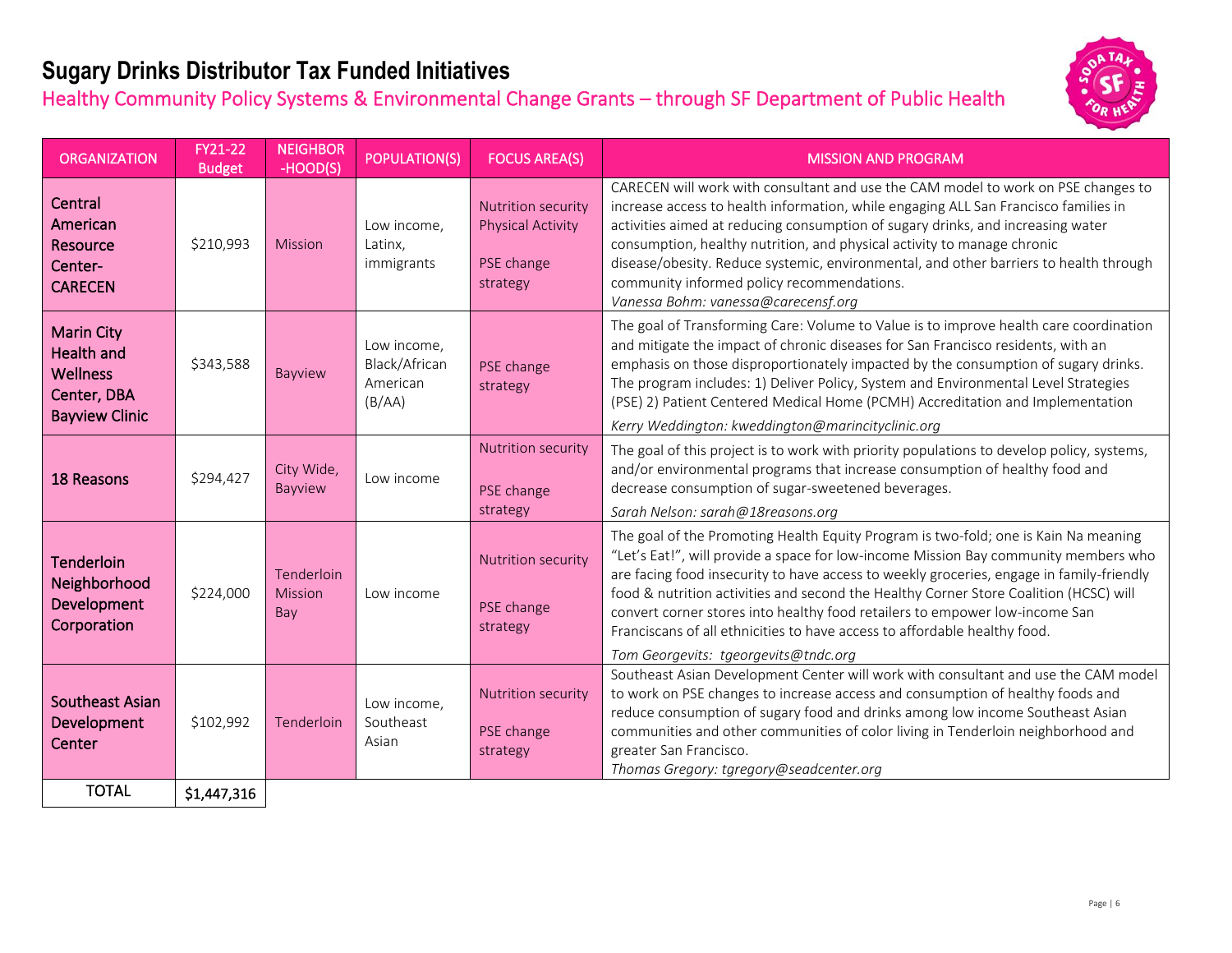# Sugary Drinks Distributor Tax Funded Initiatives

## Healthy Community Policy Systems & Environmental Change Grants – through SF Department of Public Health

| ORGANIZATION | FY21-22 Budget | NEIGHBOR-HOOD(S) | POPULATION(S) | FOCUS AREA(S) | MISSION AND PROGRAM |
|---|---|---|---|---|---|
| **Central American Resource Center- CARECEN** | $210,993 | Mission | Low income, Latinx, immigrants | Nutrition security<br>Physical Activity<br><br>PSE change strategy | CARECEN will work with consultant and use the CAM model to work on PSE changes to increase access to health information, while engaging ALL San Francisco families in activities aimed at reducing consumption of sugary drinks, and increasing water consumption, healthy nutrition, and physical activity to manage chronic disease/obesity. Reduce systemic, environmental, and other barriers to health through community informed policy recommendations.<br>*Vanessa Bohm: vanessa@carecensf.org* |
| **Marin City Health and Wellness Center, DBA Bayview Clinic** | $343,588 | Bayview | Low income, Black/African American (B/AA) | PSE change strategy | The goal of Transforming Care: Volume to Value is to improve health care coordination and mitigate the impact of chronic diseases for San Francisco residents, with an emphasis on those disproportionately impacted by the consumption of sugary drinks. The program includes: 1) Deliver Policy, System and Environmental Level Strategies (PSE) 2) Patient Centered Medical Home (PCMH) Accreditation and Implementation<br>*Kerry Weddington: kweddington@marincityclinic.org* |
| **18 Reasons** | $294,427 | City Wide, Bayview | Low income | Nutrition security<br><br>PSE change strategy | The goal of this project is to work with priority populations to develop policy, systems, and/or environmental programs that increase consumption of healthy food and decrease consumption of sugar-sweetened beverages.<br>*Sarah Nelson: sarah@18reasons.org* |
| **Tenderloin Neighborhood Development Corporation** | $224,000 | Tenderloin Mission Bay | Low income | Nutrition security<br><br>PSE change strategy | The goal of the Promoting Health Equity Program is two-fold; one is Kain Na meaning "Let's Eat!", will provide a space for low-income Mission Bay community members who are facing food insecurity to have access to weekly groceries, engage in family-friendly food & nutrition activities and second the Healthy Corner Store Coalition (HCSC) will convert corner stores into healthy food retailers to empower low-income San Franciscans of all ethnicities to have access to affordable healthy food.<br>*Tom Georgevits: tgeorgevits@tndc.org* |
| **Southeast Asian Development Center** | $102,992 | Tenderloin | Low income, Southeast Asian | Nutrition security<br><br>PSE change strategy | Southeast Asian Development Center will work with consultant and use the CAM model to work on PSE changes to increase access and consumption of healthy foods and reduce consumption of sugary food and drinks among low income Southeast Asian communities and other communities of color living in Tenderloin neighborhood and greater San Francisco.<br>*Thomas Gregory: tgregory@seadcenter.org* |
| TOTAL | **$1,447,316** | | | | |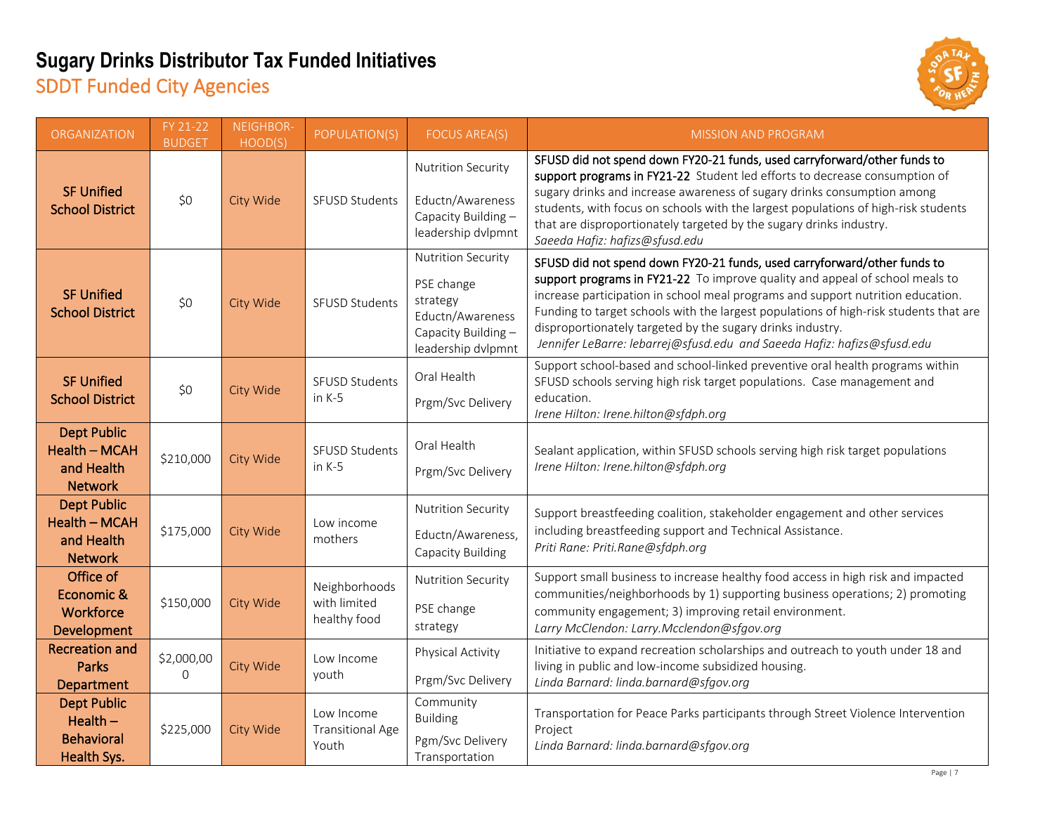# Sugary Drinks Distributor Tax Funded Initiatives

## SDDT Funded City Agencies

| ORGANIZATION | FY 21-22 BUDGET | NEIGHBOR-HOOD(S) | POPULATION(S) | FOCUS AREA(S) | MISSION AND PROGRAM |
|---|---|---|---|---|---|
| **SF Unified School District** | $0 | City Wide | SFUSD Students | Nutrition Security<br>Eductn/Awareness<br>Capacity Building – leadership dvlpmnt | **SFUSD did not spend down FY20-21 funds, used carryforward/other funds to support programs in FY21-22** Student led efforts to decrease consumption of sugary drinks and increase awareness of sugary drinks consumption among students, with focus on schools with the largest populations of high-risk students that are disproportionately targeted by the sugary drinks industry.<br>*Saeeda Hafiz: hafizs@sfusd.edu* |
| **SF Unified School District** | $0 | City Wide | SFUSD Students | Nutrition Security<br>PSE change strategy<br>Eductn/Awareness<br>Capacity Building – leadership dvlpmnt | **SFUSD did not spend down FY20-21 funds, used carryforward/other funds to support programs in FY21-22** To improve quality and appeal of school meals to increase participation in school meal programs and support nutrition education. Funding to target schools with the largest populations of high-risk students that are disproportionately targeted by the sugary drinks industry.<br>*Jennifer LeBarre: lebarrej@sfusd.edu and Saeeda Hafiz: hafizs@sfusd.edu* |
| **SF Unified School District** | $0 | City Wide | SFUSD Students in K-5 | Oral Health<br>Prgm/Svc Delivery | Support school-based and school-linked preventive oral health programs within SFUSD schools serving high risk target populations. Case management and education.<br>*Irene Hilton: Irene.hilton@sfdph.org* |
| **Dept Public Health – MCAH and Health Network** | $210,000 | City Wide | SFUSD Students in K-5 | Oral Health<br>Prgm/Svc Delivery | Sealant application, within SFUSD schools serving high risk target populations<br>*Irene Hilton: Irene.hilton@sfdph.org* |
| **Dept Public Health – MCAH and Health Network** | $175,000 | City Wide | Low income mothers | Nutrition Security<br>Eductn/Awareness, Capacity Building | Support breastfeeding coalition, stakeholder engagement and other services including breastfeeding support and Technical Assistance.<br>*Priti Rane: Priti.Rane@sfdph.org* |
| **Office of Economic & Workforce Development** | $150,000 | City Wide | Neighborhoods with limited healthy food | Nutrition Security<br>PSE change strategy | Support small business to increase healthy food access in high risk and impacted communities/neighborhoods by 1) supporting business operations; 2) promoting community engagement; 3) improving retail environment.<br>*Larry McClendon: Larry.Mcclendon@sfgov.org* |
| **Recreation and Parks Department** | $2,000,000 | City Wide | Low Income youth | Physical Activity<br>Prgm/Svc Delivery | Initiative to expand recreation scholarships and outreach to youth under 18 and living in public and low-income subsidized housing.<br>*Linda Barnard: linda.barnard@sfgov.org* |
| **Dept Public Health – Behavioral Health Sys.** | $225,000 | City Wide | Low Income Transitional Age Youth | Community Building<br>Pgm/Svc Delivery Transportation | Transportation for Peace Parks participants through Street Violence Intervention Project<br>*Linda Barnard: linda.barnard@sfgov.org* |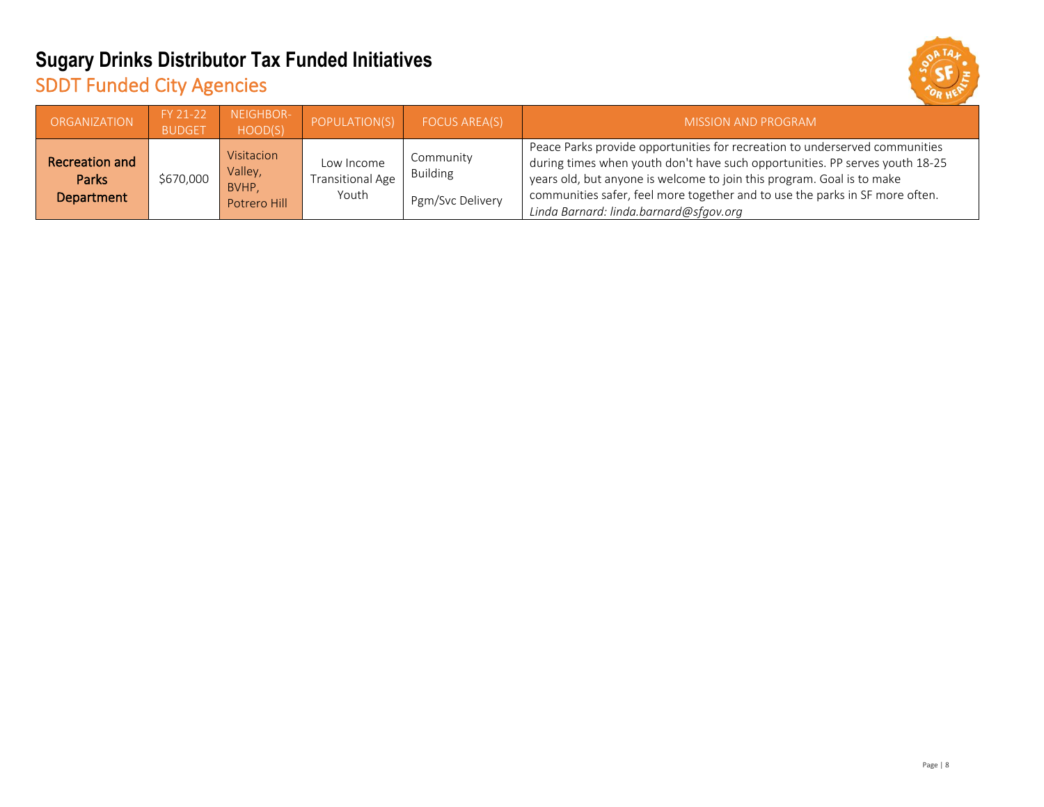# Sugary Drinks Distributor Tax Funded Initiatives

## SDDT Funded City Agencies

| ORGANIZATION | FY 21-22 BUDGET | NEIGHBOR-HOOD(S) | POPULATION(S) | FOCUS AREA(S) | MISSION AND PROGRAM |
|---|---|---|---|---|---|
| **Recreation and Parks Department** | $670,000 | Visitacion Valley, BVHP, Potrero Hill | Low Income Transitional Age Youth | Community Building<br>Pgm/Svc Delivery | Peace Parks provide opportunities for recreation to underserved communities during times when youth don't have such opportunities. PP serves youth 18-25 years old, but anyone is welcome to join this program. Goal is to make communities safer, feel more together and to use the parks in SF more often.<br>*Linda Barnard: linda.barnard@sfgov.org* |